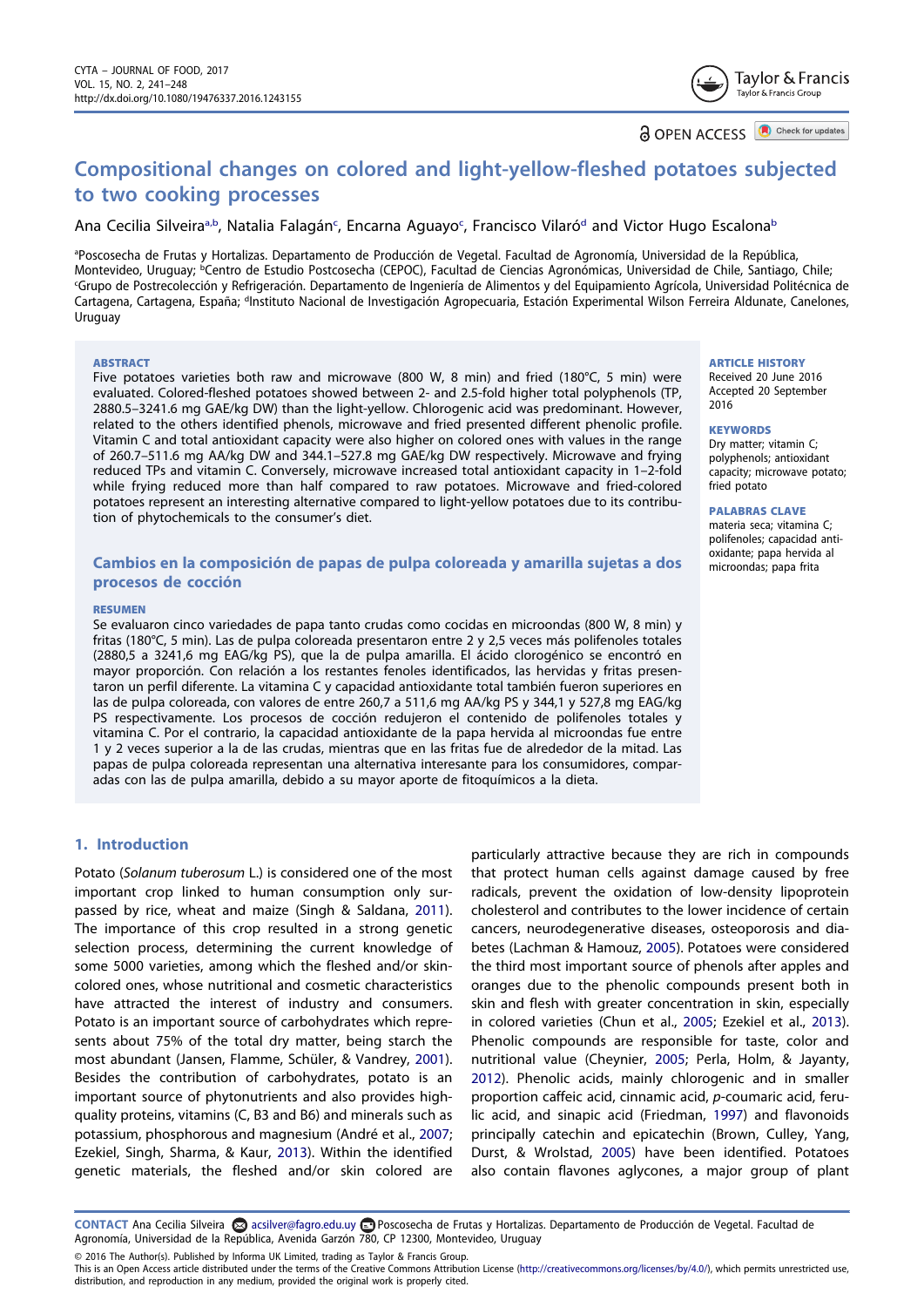# Compositional changes on colored and light-yellow-fleshed potatoes subjected to two cooking processes

Ana Cecilia Silveira[a,b], Natalia Falagán[c], Encarna Aguayo[c], Francisco Viláró[d] and Victor Hugo Escalona[b]

[a]Poscosecha de Frutas y Hortalizas. Departamento de Producción de Vegetal. Facultad de Agronomía, Universidad de la República, Montevideo, Uruguay; [b]Centro de Estudio Postcosecha (CEPOC), Facultad de Ciencias Agronómicas, Universidad de Chile, Santiago, Chile; [c]Grupo de Postrecolección y Refrigeración. Departamento de Ingeniería de Alimentos y del Equipamiento Agrícola, Universidad Politécnica de Cartagena, Cartagena, España; [d]Instituto Nacional de Investigación Agropecuaria, Estación Experimental Wilson Ferreira Aldunate, Canelones, Uruguay

## ABSTRACT

Five potatoes varieties both raw and microwave (800 W, 8 min) and fried (180°C, 5 min) were evaluated. Colored-fleshed potatoes showed between 2- and 2.5-fold higher total polyphenols (TP, 2880.5–3241.6 mg GAE/kg DW) than the light-yellow. Chlorogenic acid was predominant. However, related to the others identified phenols, microwave and fried presented different phenolic profile. Vitamin C and total antioxidant capacity were also higher on colored ones with values in the range of 260.7–511.6 mg AA/kg DW and 344.1–527.8 mg GAE/kg DW respectively. Microwave and frying reduced TPs and vitamin C. Conversely, microwave increased total antioxidant capacity in 1–2-fold while frying reduced more than half compared to raw potatoes. Microwave and fried-colored potatoes represent an interesting alternative compared to light-yellow potatoes due to its contribution of phytochemicals to the consumer's diet.

## Cambios en la composición de papas de pulpa coloreada y amarilla sujetas a dos procesos de cocción

## RESUMEN

Se evaluaron cinco variedades de papa tanto crudas como cocidas en microondas (800 W, 8 min) y fritas (180°C, 5 min). Las de pulpa coloreada presentaron entre 2 y 2,5 veces más polifenoles totales (2880,5 a 3241,6 mg EAG/kg PS), que la de pulpa amarilla. El ácido clorogénico se encontró en mayor proporción. Con relación a los restantes fenoles identificados, las hervidas y fritas presentaron un perfil diferente. La vitamina C y capacidad antioxidante total también fueron superiores en las de pulpa coloreada, con valores de entre 260,7 a 511,6 mg AA/kg PS y 344,1 y 527,8 mg EAG/kg PS respectivamente. Los procesos de cocción redujeron el contenido de polifenoles totales y vitamina C. Por el contrario, la capacidad antioxidante de la papa hervida al microondas fue entre 1 y 2 veces superior a la de las crudas, mientras que en las fritas fue de alrededor de la mitad. Las papas de pulpa coloreada representan una alternativa interesante para los consumidores, comparadas con las de pulpa amarilla, debido a su mayor aporte de fitoquímicos a la dieta.

**ARTICLE HISTORY**
Received 20 June 2016
Accepted 20 September 2016

**KEYWORDS**
Dry matter; vitamin C; polyphenols; antioxidant capacity; microwave potato; fried potato

**PALABRAS CLAVE**
materia seca; vitamina C; polifenoles; capacidad antioxidante; papa hervida al microondas; papa frita

## 1. Introduction

Potato (*Solanum tuberosum* L.) is considered one of the most important crop linked to human consumption only surpassed by rice, wheat and maize (Singh & Saldana, 2011). The importance of this crop resulted in a strong genetic selection process, determining the current knowledge of some 5000 varieties, among which the fleshed and/or skin-colored ones, whose nutritional and cosmetic characteristics have attracted the interest of industry and consumers. Potato is an important source of carbohydrates which represents about 75% of the total dry matter, being starch the most abundant (Jansen, Flamme, Schüler, & Vandrey, 2001). Besides the contribution of carbohydrates, potato is an important source of phytonutrients and also provides high-quality proteins, vitamins (C, B3 and B6) and minerals such as potassium, phosphorous and magnesium (André et al., 2007; Ezekiel, Singh, Sharma, & Kaur, 2013). Within the identified genetic materials, the fleshed and/or skin colored are particularly attractive because they are rich in compounds that protect human cells against damage caused by free radicals, prevent the oxidation of low-density lipoprotein cholesterol and contributes to the lower incidence of certain cancers, neurodegenerative diseases, osteoporosis and diabetes (Lachman & Hamouz, 2005). Potatoes were considered the third most important source of phenols after apples and oranges due to the phenolic compounds present both in skin and flesh with greater concentration in skin, especially in colored varieties (Chun et al., 2005; Ezekiel et al., 2013). Phenolic compounds are responsible for taste, color and nutritional value (Cheynier, 2005; Perla, Holm, & Jayanty, 2012). Phenolic acids, mainly chlorogenic and in smaller proportion caffeic acid, cinnamic acid, *p*-coumaric acid, ferulic acid, and sinapic acid (Friedman, 1997) and flavonoids principally catechin and epicatechin (Brown, Culley, Yang, Durst, & Wrolstad, 2005) have been identified. Potatoes also contain flavones aglycones, a major group of plant

**CONTACT** Ana Cecilia Silveira acsilver@fagro.edu.uy Poscosecha de Frutas y Hortalizas. Departamento de Producción de Vegetal. Facultad de Agronomía, Universidad de la República, Avenida Garzón 780, CP 12300, Montevideo, Uruguay

© 2016 The Author(s). Published by Informa UK Limited, trading as Taylor & Francis Group.
This is an Open Access article distributed under the terms of the Creative Commons Attribution License (http://creativecommons.org/licenses/by/4.0/), which permits unrestricted use, distribution, and reproduction in any medium, provided the original work is properly cited.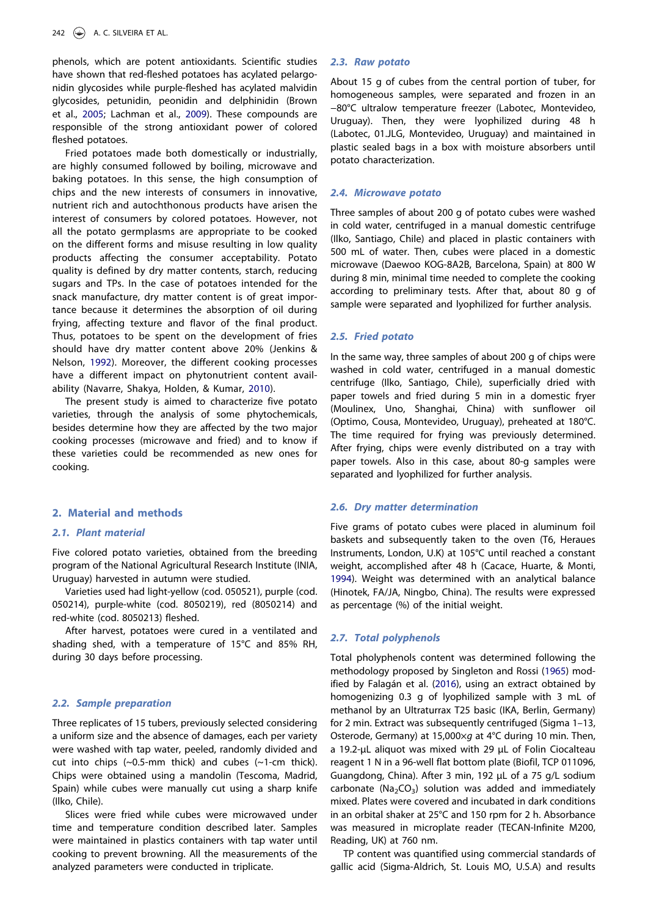phenols, which are potent antioxidants. Scientific studies have shown that red-fleshed potatoes has acylated pelargonidin glycosides while purple-fleshed has acylated malvidin glycosides, petunidin, peonidin and delphinidin (Brown et al., 2005; Lachman et al., 2009). These compounds are responsible of the strong antioxidant power of colored fleshed potatoes.

Fried potatoes made both domestically or industrially, are highly consumed followed by boiling, microwave and baking potatoes. In this sense, the high consumption of chips and the new interests of consumers in innovative, nutrient rich and autochthonous products have arisen the interest of consumers by colored potatoes. However, not all the potato germplasms are appropriate to be cooked on the different forms and misuse resulting in low quality products affecting the consumer acceptability. Potato quality is defined by dry matter contents, starch, reducing sugars and TPs. In the case of potatoes intended for the snack manufacture, dry matter content is of great importance because it determines the absorption of oil during frying, affecting texture and flavor of the final product. Thus, potatoes to be spent on the development of fries should have dry matter content above 20% (Jenkins & Nelson, 1992). Moreover, the different cooking processes have a different impact on phytonutrient content availability (Navarre, Shakya, Holden, & Kumar, 2010).

The present study is aimed to characterize five potato varieties, through the analysis of some phytochemicals, besides determine how they are affected by the two major cooking processes (microwave and fried) and to know if these varieties could be recommended as new ones for cooking.

## 2. Material and methods

### 2.1. Plant material

Five colored potato varieties, obtained from the breeding program of the National Agricultural Research Institute (INIA, Uruguay) harvested in autumn were studied.

Varieties used had light-yellow (cod. 050521), purple (cod. 050214), purple-white (cod. 8050219), red (8050214) and red-white (cod. 8050213) fleshed.

After harvest, potatoes were cured in a ventilated and shading shed, with a temperature of 15°C and 85% RH, during 30 days before processing.

### 2.2. Sample preparation

Three replicates of 15 tubers, previously selected considering a uniform size and the absence of damages, each per variety were washed with tap water, peeled, randomly divided and cut into chips (~0.5-mm thick) and cubes (~1-cm thick). Chips were obtained using a mandolin (Tescoma, Madrid, Spain) while cubes were manually cut using a sharp knife (Ilko, Chile).

Slices were fried while cubes were microwaved under time and temperature condition described later. Samples were maintained in plastics containers with tap water until cooking to prevent browning. All the measurements of the analyzed parameters were conducted in triplicate.

### 2.3. Raw potato

About 15 g of cubes from the central portion of tuber, for homogeneous samples, were separated and frozen in an −80°C ultralow temperature freezer (Labotec, Montevideo, Uruguay). Then, they were lyophilized during 48 h (Labotec, 01.JLG, Montevideo, Uruguay) and maintained in plastic sealed bags in a box with moisture absorbers until potato characterization.

### 2.4. Microwave potato

Three samples of about 200 g of potato cubes were washed in cold water, centrifuged in a manual domestic centrifuge (Ilko, Santiago, Chile) and placed in plastic containers with 500 mL of water. Then, cubes were placed in a domestic microwave (Daewoo KOG-8A2B, Barcelona, Spain) at 800 W during 8 min, minimal time needed to complete the cooking according to preliminary tests. After that, about 80 g of sample were separated and lyophilized for further analysis.

### 2.5. Fried potato

In the same way, three samples of about 200 g of chips were washed in cold water, centrifuged in a manual domestic centrifuge (Ilko, Santiago, Chile), superficially dried with paper towels and fried during 5 min in a domestic fryer (Moulinex, Uno, Shanghai, China) with sunflower oil (Optimo, Cousa, Montevideo, Uruguay), preheated at 180°C. The time required for frying was previously determined. After frying, chips were evenly distributed on a tray with paper towels. Also in this case, about 80-g samples were separated and lyophilized for further analysis.

### 2.6. Dry matter determination

Five grams of potato cubes were placed in aluminum foil baskets and subsequently taken to the oven (T6, Heraues Instruments, London, U.K) at 105°C until reached a constant weight, accomplished after 48 h (Cacace, Huarte, & Monti, 1994). Weight was determined with an analytical balance (Hinotek, FA/JA, Ningbo, China). The results were expressed as percentage (%) of the initial weight.

### 2.7. Total polyphenols

Total pholyphenols content was determined following the methodology proposed by Singleton and Rossi (1965) modified by Falagán et al. (2016), using an extract obtained by homogenizing 0.3 g of lyophilized sample with 3 mL of methanol by an Ultraturrax T25 basic (IKA, Berlin, Germany) for 2 min. Extract was subsequently centrifuged (Sigma 1–13, Osterode, Germany) at 15,000×*g* at 4°C during 10 min. Then, a 19.2-µL aliquot was mixed with 29 µL of Folin Ciocalteau reagent 1 N in a 96-well flat bottom plate (Biofil, TCP 011096, Guangdong, China). After 3 min, 192 µL of a 75 g/L sodium carbonate ($Na_2CO_3$) solution was added and immediately mixed. Plates were covered and incubated in dark conditions in an orbital shaker at 25°C and 150 rpm for 2 h. Absorbance was measured in microplate reader (TECAN-Infinite M200, Reading, UK) at 760 nm.

TP content was quantified using commercial standards of gallic acid (Sigma-Aldrich, St. Louis MO, U.S.A) and results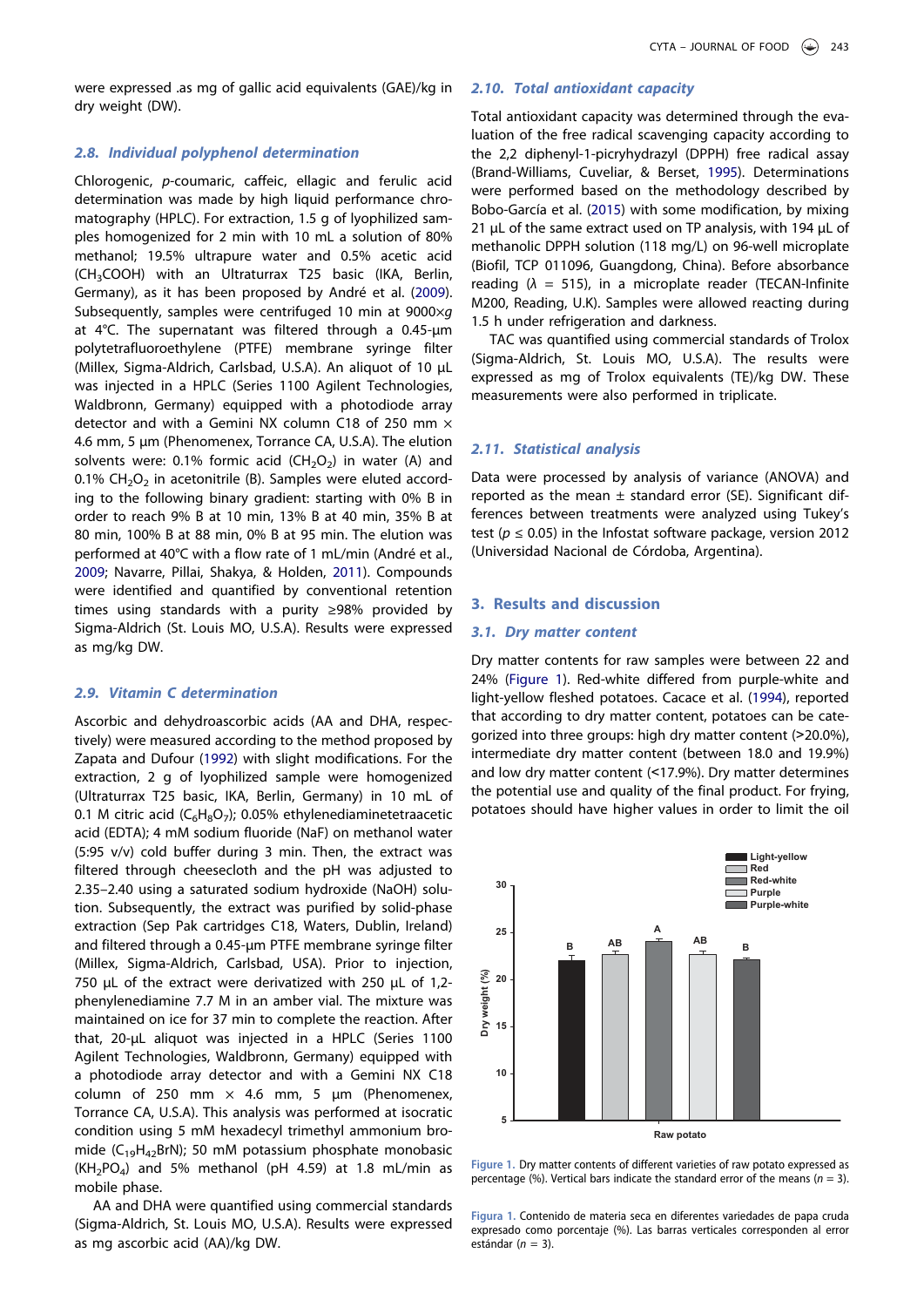were expressed .as mg of gallic acid equivalents (GAE)/kg in dry weight (DW).

### 2.8. Individual polyphenol determination

Chlorogenic, *p*-coumaric, caffeic, ellagic and ferulic acid determination was made by high liquid performance chromatography (HPLC). For extraction, 1.5 g of lyophilized samples homogenized for 2 min with 10 mL a solution of 80% methanol; 19.5% ultrapure water and 0.5% acetic acid ($CH_3COOH$) with an Ultraturrax T25 basic (IKA, Berlin, Germany), as it has been proposed by André et al. (2009). Subsequently, samples were centrifuged 10 min at 9000×*g* at 4°C. The supernatant was filtered through a 0.45-µm polytetrafluoroethylene (PTFE) membrane syringe filter (Millex, Sigma-Aldrich, Carlsbad, U.S.A). An aliquot of 10 µL was injected in a HPLC (Series 1100 Agilent Technologies, Waldbronn, Germany) equipped with a photodiode array detector and with a Gemini NX column C18 of 250 mm × 4.6 mm, 5 µm (Phenomenex, Torrance CA, U.S.A). The elution solvents were: 0.1% formic acid ($CH_2O_2$) in water (A) and 0.1% $CH_2O_2$ in acetonitrile (B). Samples were eluted according to the following binary gradient: starting with 0% B in order to reach 9% B at 10 min, 13% B at 40 min, 35% B at 80 min, 100% B at 88 min, 0% B at 95 min. The elution was performed at 40°C with a flow rate of 1 mL/min (André et al., 2009; Navarre, Pillai, Shakya, & Holden, 2011). Compounds were identified and quantified by conventional retention times using standards with a purity ≥98% provided by Sigma-Aldrich (St. Louis MO, U.S.A). Results were expressed as mg/kg DW.

### 2.9. Vitamin C determination

Ascorbic and dehydroascorbic acids (AA and DHA, respectively) were measured according to the method proposed by Zapata and Dufour (1992) with slight modifications. For the extraction, 2 g of lyophilized sample were homogenized (Ultraturrax T25 basic, IKA, Berlin, Germany) in 10 mL of 0.1 M citric acid ($C_6H_8O_7$); 0.05% ethylenediaminetetraacetic acid (EDTA); 4 mM sodium fluoride (NaF) on methanol water (5:95 v/v) cold buffer during 3 min. Then, the extract was filtered through cheesecloth and the pH was adjusted to 2.35–2.40 using a saturated sodium hydroxide (NaOH) solution. Subsequently, the extract was purified by solid-phase extraction (Sep Pak cartridges C18, Waters, Dublin, Ireland) and filtered through a 0.45-µm PTFE membrane syringe filter (Millex, Sigma-Aldrich, Carlsbad, USA). Prior to injection, 750 µL of the extract were derivatized with 250 µL of 1,2-phenylenediamine 7.7 M in an amber vial. The mixture was maintained on ice for 37 min to complete the reaction. After that, 20-µL aliquot was injected in a HPLC (Series 1100 Agilent Technologies, Waldbronn, Germany) equipped with a photodiode array detector and with a Gemini NX C18 column of 250 mm × 4.6 mm, 5 µm (Phenomenex, Torrance CA, U.S.A). This analysis was performed at isocratic condition using 5 mM hexadecyl trimethyl ammonium bromide ($C_{19}H_{42}BrN$); 50 mM potassium phosphate monobasic ($KH_2PO_4$) and 5% methanol (pH 4.59) at 1.8 mL/min as mobile phase.

AA and DHA were quantified using commercial standards (Sigma-Aldrich, St. Louis MO, U.S.A). Results were expressed as mg ascorbic acid (AA)/kg DW.

### 2.10. Total antioxidant capacity

Total antioxidant capacity was determined through the evaluation of the free radical scavenging capacity according to the 2,2 diphenyl-1-picryhydrazyl (DPPH) free radical assay (Brand-Williams, Cuveliar, & Berset, 1995). Determinations were performed based on the methodology described by Bobo-García et al. (2015) with some modification, by mixing 21 µL of the same extract used on TP analysis, with 194 µL of methanolic DPPH solution (118 mg/L) on 96-well microplate (Biofil, TCP 011096, Guangdong, China). Before absorbance reading ($\lambda$ = 515), in a microplate reader (TECAN-Infinite M200, Reading, U.K). Samples were allowed reacting during 1.5 h under refrigeration and darkness.

TAC was quantified using commercial standards of Trolox (Sigma-Aldrich, St. Louis MO, U.S.A). The results were expressed as mg of Trolox equivalents (TE)/kg DW. These measurements were also performed in triplicate.

### 2.11. Statistical analysis

Data were processed by analysis of variance (ANOVA) and reported as the mean ± standard error (SE). Significant differences between treatments were analyzed using Tukey's test ($p \le 0.05$) in the Infostat software package, version 2012 (Universidad Nacional de Córdoba, Argentina).

## 3. Results and discussion

### 3.1. Dry matter content

Dry matter contents for raw samples were between 22 and 24% (Figure 1). Red-white differed from purple-white and light-yellow fleshed potatoes. Cacace et al. (1994), reported that according to dry matter content, potatoes can be categorized into three groups: high dry matter content (>20.0%), intermediate dry matter content (between 18.0 and 19.9%) and low dry matter content (<17.9%). Dry matter determines the potential use and quality of the final product. For frying, potatoes should have higher values in order to limit the oil

Figure 1. Dry matter contents of different varieties of raw potato expressed as percentage (%). Vertical bars indicate the standard error of the means ($n$ = 3).

Figura 1. Contenido de materia seca en diferentes variedades de papa cruda expresado como porcentaje (%). Las barras verticales corresponden al error estándar ($n$ = 3).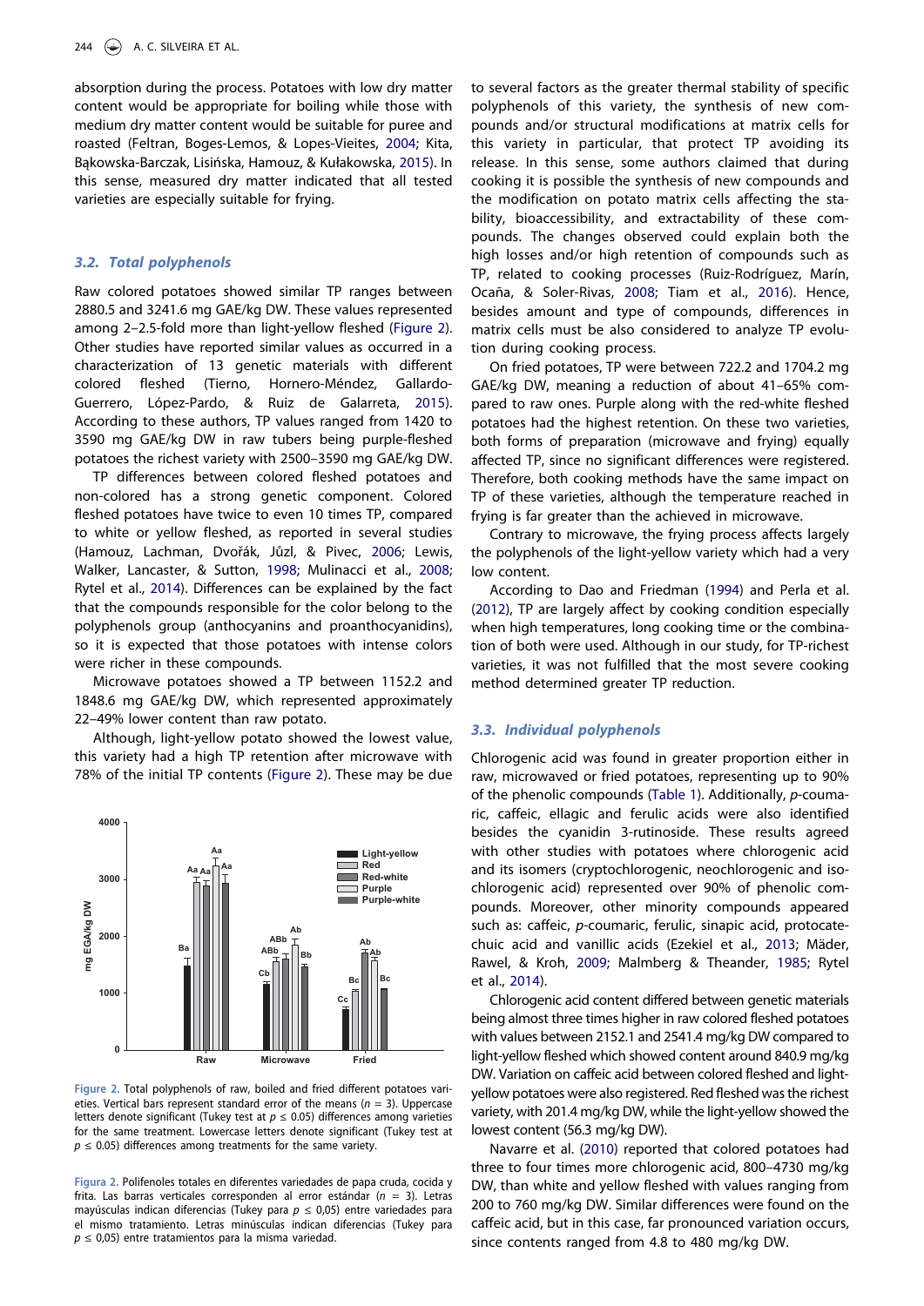absorption during the process. Potatoes with low dry matter content would be appropriate for boiling while those with medium dry matter content would be suitable for puree and roasted (Feltran, Boges-Lemos, & Lopes-Vieites, 2004; Kita, Bąkowska-Barczak, Lisińska, Hamouz, & Kułakowska, 2015). In this sense, measured dry matter indicated that all tested varieties are especially suitable for frying.

### *3.2. Total polyphenols*

Raw colored potatoes showed similar TP ranges between 2880.5 and 3241.6 mg GAE/kg DW. These values represented among 2–2.5-fold more than light-yellow fleshed (Figure 2). Other studies have reported similar values as occurred in a characterization of 13 genetic materials with different colored fleshed (Tierno, Hornero-Méndez, Gallardo-Guerrero, López-Pardo, & Ruiz de Galarreta, 2015). According to these authors, TP values ranged from 1420 to 3590 mg GAE/kg DW in raw tubers being purple-fleshed potatoes the richest variety with 2500–3590 mg GAE/kg DW.

TP differences between colored fleshed potatoes and non-colored has a strong genetic component. Colored fleshed potatoes have twice to even 10 times TP, compared to white or yellow fleshed, as reported in several studies (Hamouz, Lachman, Dvořák, Jůzl, & Pivec, 2006; Lewis, Walker, Lancaster, & Sutton, 1998; Mulinacci et al., 2008; Rytel et al., 2014). Differences can be explained by the fact that the compounds responsible for the color belong to the polyphenols group (anthocyanins and proanthocyanidins), so it is expected that those potatoes with intense colors were richer in these compounds.

Microwave potatoes showed a TP between 1152.2 and 1848.6 mg GAE/kg DW, which represented approximately 22–49% lower content than raw potato.

Although, light-yellow potato showed the lowest value, this variety had a high TP retention after microwave with 78% of the initial TP contents (Figure 2). These may be due to several factors as the greater thermal stability of specific polyphenols of this variety, the synthesis of new compounds and/or structural modifications at matrix cells for this variety in particular, that protect TP avoiding its release. In this sense, some authors claimed that during cooking it is possible the synthesis of new compounds and the modification on potato matrix cells affecting the stability, bioaccessibility, and extractability of these compounds. The changes observed could explain both the high losses and/or high retention of compounds such as TP, related to cooking processes (Ruiz-Rodríguez, Marín, Ocaña, & Soler-Rivas, 2008; Tiam et al., 2016). Hence, besides amount and type of compounds, differences in matrix cells must be also considered to analyze TP evolution during cooking process.

On fried potatoes, TP were between 722.2 and 1704.2 mg GAE/kg DW, meaning a reduction of about 41–65% compared to raw ones. Purple along with the red-white fleshed potatoes had the highest retention. On these two varieties, both forms of preparation (microwave and frying) equally affected TP, since no significant differences were registered. Therefore, both cooking methods have the same impact on TP of these varieties, although the temperature reached in frying is far greater than the achieved in microwave.

Contrary to microwave, the frying process affects largely the polyphenols of the light-yellow variety which had a very low content.

According to Dao and Friedman (1994) and Perla et al. (2012), TP are largely affect by cooking condition especially when high temperatures, long cooking time or the combination of both were used. Although in our study, for TP-richest varieties, it was not fulfilled that the most severe cooking method determined greater TP reduction.

Figure 2. Total polyphenols of raw, boiled and fried different potatoes varieties. Vertical bars represent standard error of the means ($n$ = 3). Uppercase letters denote significant (Tukey test at $p \leq 0.05$) differences among varieties for the same treatment. Lowercase letters denote significant (Tukey test at $p \leq 0.05$) differences among treatments for the same variety.

Figura 2. Polifenoles totales en diferentes variedades de papa cruda, cocida y frita. Las barras verticales corresponden al error estándar ($n$ = 3). Letras mayúsculas indican diferencias (Tukey para $p \leq 0{,}05$) entre variedades para el mismo tratamiento. Letras minúsculas indican diferencias (Tukey para $p \leq 0{,}05$) entre tratamientos para la misma variedad.

### *3.3. Individual polyphenols*

Chlorogenic acid was found in greater proportion either in raw, microwaved or fried potatoes, representing up to 90% of the phenolic compounds (Table 1). Additionally, *p*-coumaric, caffeic, ellagic and ferulic acids were also identified besides the cyanidin 3-rutinoside. These results agreed with other studies with potatoes where chlorogenic acid and its isomers (cryptochlorogenic, neochlorogenic and isochlorogenic acid) represented over 90% of phenolic compounds. Moreover, other minority compounds appeared such as: caffeic, *p*-coumaric, ferulic, sinapic acid, protocatechuic acid and vanillic acids (Ezekiel et al., 2013; Mäder, Rawel, & Kroh, 2009; Malmberg & Theander, 1985; Rytel et al., 2014).

Chlorogenic acid content differed between genetic materials being almost three times higher in raw colored fleshed potatoes with values between 2152.1 and 2541.4 mg/kg DW compared to light-yellow fleshed which showed content around 840.9 mg/kg DW. Variation on caffeic acid between colored fleshed and light-yellow potatoes were also registered. Red fleshed was the richest variety, with 201.4 mg/kg DW, while the light-yellow showed the lowest content (56.3 mg/kg DW).

Navarre et al. (2010) reported that colored potatoes had three to four times more chlorogenic acid, 800–4730 mg/kg DW, than white and yellow fleshed with values ranging from 200 to 760 mg/kg DW. Similar differences were found on the caffeic acid, but in this case, far pronounced variation occurs, since contents ranged from 4.8 to 480 mg/kg DW.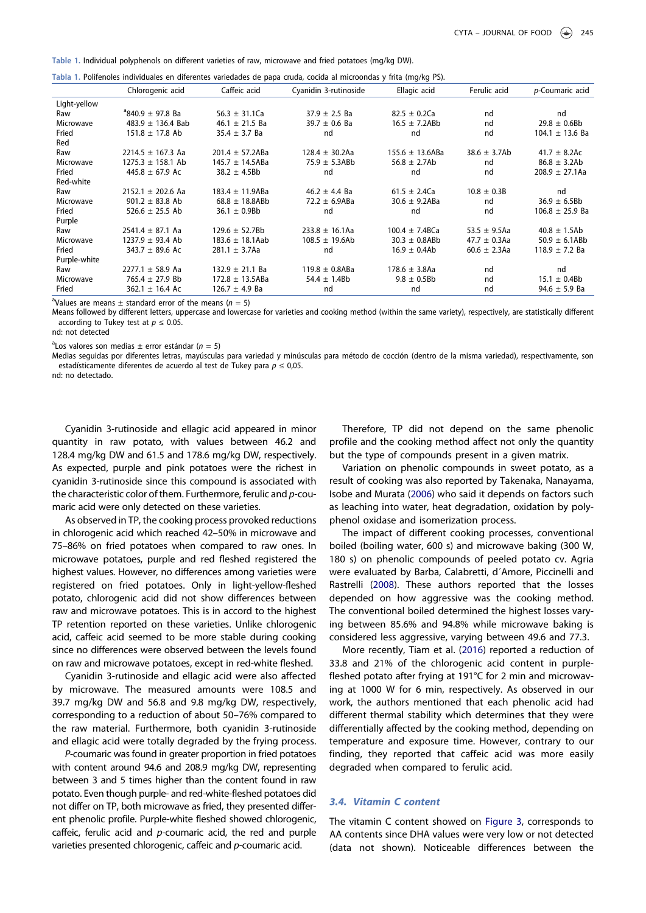**Table 1.** Individual polyphenols on different varieties of raw, microwave and fried potatoes (mg/kg DW).

**Tabla 1.** Polifenoles individuales en diferentes variedades de papa cruda, cocida al microondas y frita (mg/kg PS).

| | Chlorogenic acid | Caffeic acid | Cyanidin 3-rutinoside | Ellagic acid | Ferulic acid | *p*-Coumaric acid |
|---|---|---|---|---|---|---|
| Light-yellow | | | | | | |
| Raw | [a]840.9 ± 97.8 Ba | 56.3 ± 31.1Ca | 37.9 ± 2.5 Ba | 82.5 ± 0.2Ca | nd | nd |
| Microwave | 483.9 ± 136.4 Bab | 46.1 ± 21.5 Ba | 39.7 ± 0.6 Ba | 16.5 ± 7.2ABb | nd | 29.8 ± 0.6Bb |
| Fried | 151.8 ± 17.8 Ab | 35.4 ± 3.7 Ba | nd | nd | nd | 104.1 ± 13.6 Ba |
| Red | | | | | | |
| Raw | 2214.5 ± 167.3 Aa | 201.4 ± 57.2ABa | 128.4 ± 30.2Aa | 155.6 ± 13.6ABa | 38.6 ± 3.7Ab | 41.7 ± 8.2Ac |
| Microwave | 1275.3 ± 158.1 Ab | 145.7 ± 14.5ABa | 75.9 ± 5.3ABb | 56.8 ± 2.7Ab | nd | 86.8 ± 3.2Ab |
| Fried | 445.8 ± 67.9 Ac | 38.2 ± 4.5Bb | nd | nd | nd | 208.9 ± 27.1Aa |
| Red-white | | | | | | |
| Raw | 2152.1 ± 202.6 Aa | 183.4 ± 11.9ABa | 46.2 ± 4.4 Ba | 61.5 ± 2.4Ca | 10.8 ± 0.3B | nd |
| Microwave | 901.2 ± 83.8 Ab | 68.8 ± 18.8ABb | 72.2 ± 6.9ABa | 30.6 ± 9.2ABa | nd | 36.9 ± 6.5Bb |
| Fried | 526.6 ± 25.5 Ab | 36.1 ± 0.9Bb | nd | nd | nd | 106.8 ± 25.9 Ba |
| Purple | | | | | | |
| Raw | 2541.4 ± 87.1 Aa | 129.6 ± 52.7Bb | 233.8 ± 16.1Aa | 100.4 ± 7.4BCa | 53.5 ± 9.5Aa | 40.8 ± 1.5Ab |
| Microwave | 1237.9 ± 93.4 Ab | 183.6 ± 18.1Aab | 108.5 ± 19.6Ab | 30.3 ± 0.8ABb | 47.7 ± 0.3Aa | 50.9 ± 6.1ABb |
| Fried | 343.7 ± 89.6 Ac | 281.1 ± 3.7Aa | nd | 16.9 ± 0.4Ab | 60.6 ± 2.3Aa | 118.9 ± 7.2 Ba |
| Purple-white | | | | | | |
| Raw | 2277.1 ± 58.9 Aa | 132.9 ± 21.1 Ba | 119.8 ± 0.8ABa | 178.6 ± 3.8Aa | nd | nd |
| Microwave | 765.4 ± 27.9 Bb | 172.8 ± 13.5ABa | 54.4 ± 1.4Bb | 9.8 ± 0.5Bb | nd | 15.1 ± 0.4Bb |
| Fried | 362.1 ± 16.4 Ac | 126.7 ± 4.9 Ba | nd | nd | nd | 94.6 ± 5.9 Ba |

[a]Values are means ± standard error of the means ($n = 5$)

Means followed by different letters, uppercase and lowercase for varieties and cooking method (within the same variety), respectively, are statistically different according to Tukey test at $p \leq 0.05$.

nd: not detected

[a]Los valores son medias ± error estándar ($n = 5$)

Medias seguidas por diferentes letras, mayúsculas para variedad y minúsculas para método de cocción (dentro de la misma variedad), respectivamente, son estadísticamente diferentes de acuerdo al test de Tukey para $p \leq 0,05$.

nd: no detectado.

Cyanidin 3-rutinoside and ellagic acid appeared in minor quantity in raw potato, with values between 46.2 and 128.4 mg/kg DW and 61.5 and 178.6 mg/kg DW, respectively. As expected, purple and pink potatoes were the richest in cyanidin 3-rutinoside since this compound is associated with the characteristic color of them. Furthermore, ferulic and *p*-coumaric acid were only detected on these varieties.

As observed in TP, the cooking process provoked reductions in chlorogenic acid which reached 42–50% in microwave and 75–86% on fried potatoes when compared to raw ones. In microwave potatoes, purple and red fleshed registered the highest values. However, no differences among varieties were registered on fried potatoes. Only in light-yellow-fleshed potato, chlorogenic acid did not show differences between raw and microwave potatoes. This is in accord to the highest TP retention reported on these varieties. Unlike chlorogenic acid, caffeic acid seemed to be more stable during cooking since no differences were observed between the levels found on raw and microwave potatoes, except in red-white fleshed.

Cyanidin 3-rutinoside and ellagic acid were also affected by microwave. The measured amounts were 108.5 and 39.7 mg/kg DW and 56.8 and 9.8 mg/kg DW, respectively, corresponding to a reduction of about 50–76% compared to the raw material. Furthermore, both cyanidin 3-rutinoside and ellagic acid were totally degraded by the frying process.

*P*-coumaric was found in greater proportion in fried potatoes with content around 94.6 and 208.9 mg/kg DW, representing between 3 and 5 times higher than the content found in raw potato. Even though purple- and red-white-fleshed potatoes did not differ on TP, both microwave as fried, they presented different phenolic profile. Purple-white fleshed showed chlorogenic, caffeic, ferulic acid and *p*-coumaric acid, the red and purple varieties presented chlorogenic, caffeic and *p*-coumaric acid.

Therefore, TP did not depend on the same phenolic profile and the cooking method affect not only the quantity but the type of compounds present in a given matrix.

Variation on phenolic compounds in sweet potato, as a result of cooking was also reported by Takenaka, Nanayama, Isobe and Murata (2006) who said it depends on factors such as leaching into water, heat degradation, oxidation by polyphenol oxidase and isomerization process.

The impact of different cooking processes, conventional boiled (boiling water, 600 s) and microwave baking (300 W, 180 s) on phenolic compounds of peeled potato cv. Agria were evaluated by Barba, Calabretti, d´Amore, Piccinelli and Rastrelli (2008). These authors reported that the losses depended on how aggressive was the cooking method. The conventional boiled determined the highest losses varying between 85.6% and 94.8% while microwave baking is considered less aggressive, varying between 49.6 and 77.3.

More recently, Tiam et al. (2016) reported a reduction of 33.8 and 21% of the chlorogenic acid content in purple-fleshed potato after frying at 191°C for 2 min and microwaving at 1000 W for 6 min, respectively. As observed in our work, the authors mentioned that each phenolic acid had different thermal stability which determines that they were differentially affected by the cooking method, depending on temperature and exposure time. However, contrary to our finding, they reported that caffeic acid was more easily degraded when compared to ferulic acid.

### 3.4. Vitamin C content

The vitamin C content showed on Figure 3, corresponds to AA contents since DHA values were very low or not detected (data not shown). Noticeable differences between the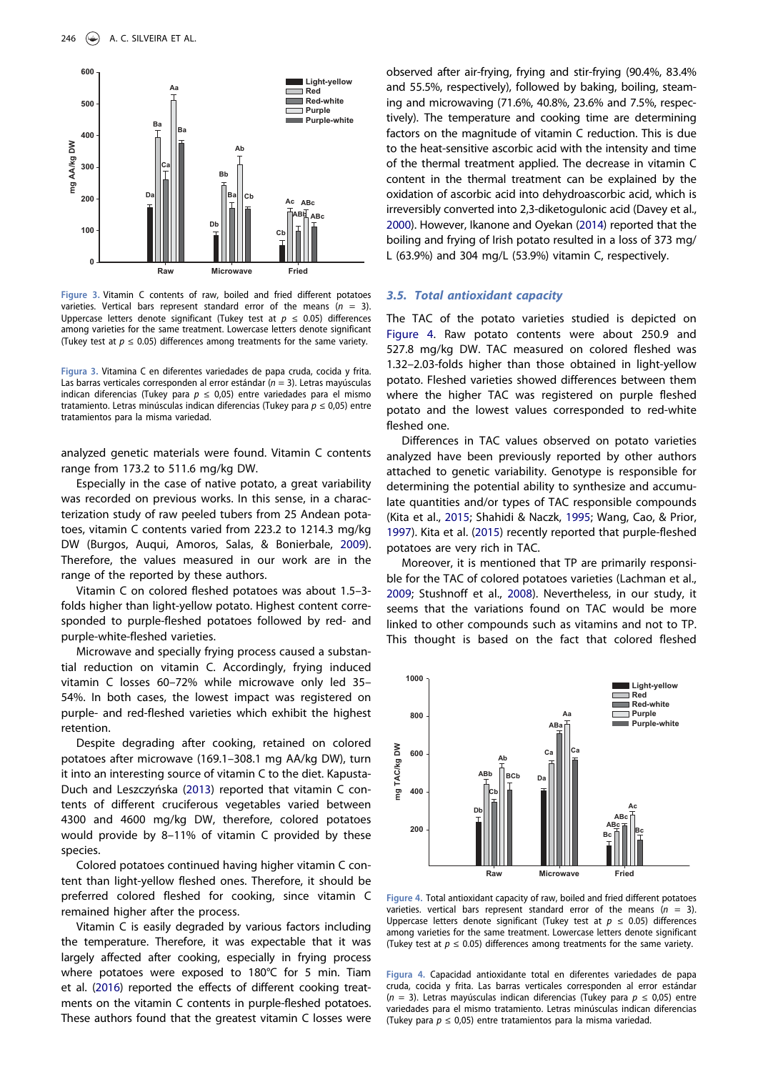Figure 3. Vitamin C contents of raw, boiled and fried different potatoes varieties. Vertical bars represent standard error of the means ($n = 3$). Uppercase letters denote significant (Tukey test at $p \leq 0.05$) differences among varieties for the same treatment. Lowercase letters denote significant (Tukey test at $p \leq 0.05$) differences among treatments for the same variety.

Figura 3. Vitamina C en diferentes variedades de papa cruda, cocida y frita. Las barras verticales corresponden al error estándar ($n = 3$). Letras mayúsculas indican diferencias (Tukey para $p \leq 0,05$) entre variedades para el mismo tratamiento. Letras minúsculas indican diferencias (Tukey para $p \leq 0,05$) entre tratamientos para la misma variedad.

analyzed genetic materials were found. Vitamin C contents range from 173.2 to 511.6 mg/kg DW.

Especially in the case of native potato, a great variability was recorded on previous works. In this sense, in a characterization study of raw peeled tubers from 25 Andean potatoes, vitamin C contents varied from 223.2 to 1214.3 mg/kg DW (Burgos, Auqui, Amoros, Salas, & Bonierbale, 2009). Therefore, the values measured in our work are in the range of the reported by these authors.

Vitamin C on colored fleshed potatoes was about 1.5–3-folds higher than light-yellow potato. Highest content corresponded to purple-fleshed potatoes followed by red- and purple-white-fleshed varieties.

Microwave and specially frying process caused a substantial reduction on vitamin C. Accordingly, frying induced vitamin C losses 60–72% while microwave only led 35–54%. In both cases, the lowest impact was registered on purple- and red-fleshed varieties which exhibit the highest retention.

Despite degrading after cooking, retained on colored potatoes after microwave (169.1–308.1 mg AA/kg DW), turn it into an interesting source of vitamin C to the diet. Kapusta-Duch and Leszczyńska (2013) reported that vitamin C contents of different cruciferous vegetables varied between 4300 and 4600 mg/kg DW, therefore, colored potatoes would provide by 8–11% of vitamin C provided by these species.

Colored potatoes continued having higher vitamin C content than light-yellow fleshed ones. Therefore, it should be preferred colored fleshed for cooking, since vitamin C remained higher after the process.

Vitamin C is easily degraded by various factors including the temperature. Therefore, it was expectable that it was largely affected after cooking, especially in frying process where potatoes were exposed to 180°C for 5 min. Tiam et al. (2016) reported the effects of different cooking treatments on the vitamin C contents in purple-fleshed potatoes. These authors found that the greatest vitamin C losses were observed after air-frying, frying and stir-frying (90.4%, 83.4% and 55.5%, respectively), followed by baking, boiling, steaming and microwaving (71.6%, 40.8%, 23.6% and 7.5%, respectively). The temperature and cooking time are determining factors on the magnitude of vitamin C reduction. This is due to the heat-sensitive ascorbic acid with the intensity and time of the thermal treatment applied. The decrease in vitamin C content in the thermal treatment can be explained by the oxidation of ascorbic acid into dehydroascorbic acid, which is irreversibly converted into 2,3-diketogulonic acid (Davey et al., 2000). However, Ikanone and Oyekan (2014) reported that the boiling and frying of Irish potato resulted in a loss of 373 mg/L (63.9%) and 304 mg/L (53.9%) vitamin C, respectively.

### 3.5. Total antioxidant capacity

The TAC of the potato varieties studied is depicted on Figure 4. Raw potato contents were about 250.9 and 527.8 mg/kg DW. TAC measured on colored fleshed was 1.32–2.03-folds higher than those obtained in light-yellow potato. Fleshed varieties showed differences between them where the higher TAC was registered on purple fleshed potato and the lowest values corresponded to red-white fleshed one.

Differences in TAC values observed on potato varieties analyzed have been previously reported by other authors attached to genetic variability. Genotype is responsible for determining the potential ability to synthesize and accumulate quantities and/or types of TAC responsible compounds (Kita et al., 2015; Shahidi & Naczk, 1995; Wang, Cao, & Prior, 1997). Kita et al. (2015) recently reported that purple-fleshed potatoes are very rich in TAC.

Moreover, it is mentioned that TP are primarily responsible for the TAC of colored potatoes varieties (Lachman et al., 2009; Stushnoff et al., 2008). Nevertheless, in our study, it seems that the variations found on TAC would be more linked to other compounds such as vitamins and not to TP. This thought is based on the fact that colored fleshed

Figure 4. Total antioxidant capacity of raw, boiled and fried different potatoes varieties. vertical bars represent standard error of the means ($n = 3$). Uppercase letters denote significant (Tukey test at $p \leq 0.05$) differences among varieties for the same treatment. Lowercase letters denote significant (Tukey test at $p \leq 0.05$) differences among treatments for the same variety.

Figura 4. Capacidad antioxidante total en diferentes variedades de papa cruda, cocida y frita. Las barras verticales corresponden al error estándar ($n = 3$). Letras mayúsculas indican diferencias (Tukey para $p \leq 0,05$) entre variedades para el mismo tratamiento. Letras minúsculas indican diferencias (Tukey para $p \leq 0,05$) entre tratamientos para la misma variedad.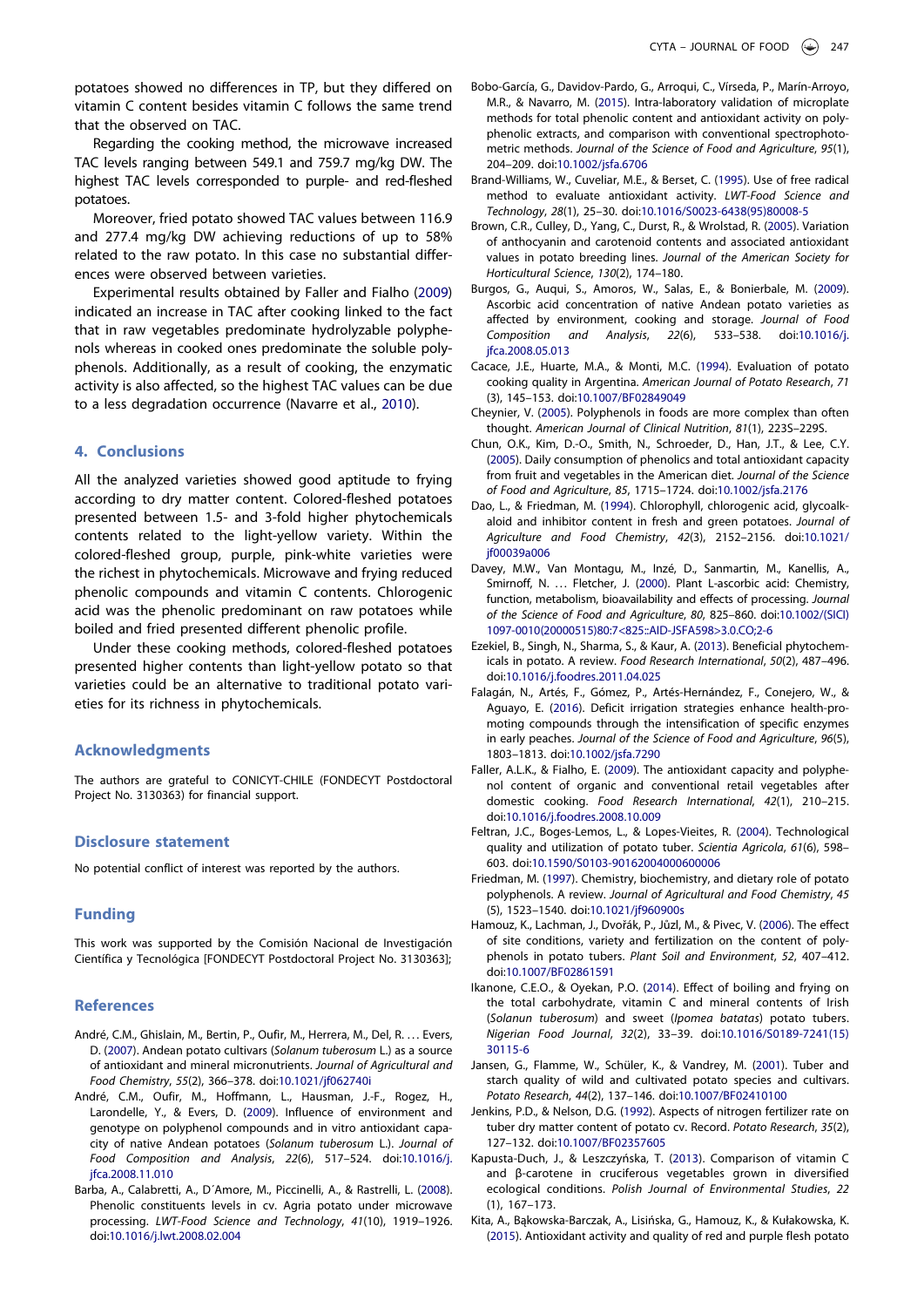potatoes showed no differences in TP, but they differed on vitamin C content besides vitamin C follows the same trend that the observed on TAC.

Regarding the cooking method, the microwave increased TAC levels ranging between 549.1 and 759.7 mg/kg DW. The highest TAC levels corresponded to purple- and red-fleshed potatoes.

Moreover, fried potato showed TAC values between 116.9 and 277.4 mg/kg DW achieving reductions of up to 58% related to the raw potato. In this case no substantial differences were observed between varieties.

Experimental results obtained by Faller and Fialho (2009) indicated an increase in TAC after cooking linked to the fact that in raw vegetables predominate hydrolyzable polyphenols whereas in cooked ones predominate the soluble polyphenols. Additionally, as a result of cooking, the enzymatic activity is also affected, so the highest TAC values can be due to a less degradation occurrence (Navarre et al., 2010).

## 4. Conclusions

All the analyzed varieties showed good aptitude to frying according to dry matter content. Colored-fleshed potatoes presented between 1.5- and 3-fold higher phytochemicals contents related to the light-yellow variety. Within the colored-fleshed group, purple, pink-white varieties were the richest in phytochemicals. Microwave and frying reduced phenolic compounds and vitamin C contents. Chlorogenic acid was the phenolic predominant on raw potatoes while boiled and fried presented different phenolic profile.

Under these cooking methods, colored-fleshed potatoes presented higher contents than light-yellow potato so that varieties could be an alternative to traditional potato varieties for its richness in phytochemicals.

## Acknowledgments

The authors are grateful to CONICYT-CHILE (FONDECYT Postdoctoral Project No. 3130363) for financial support.

## Disclosure statement

No potential conflict of interest was reported by the authors.

## Funding

This work was supported by the Comisión Nacional de Investigación Científica y Tecnológica [FONDECYT Postdoctoral Project No. 3130363];

## References

André, C.M., Ghislain, M., Bertin, P., Oufir, M., Herrera, M., Del, R. … Evers, D. (2007). Andean potato cultivars (*Solanum tuberosum* L.) as a source of antioxidant and mineral micronutrients. *Journal of Agricultural and Food Chemistry*, *55*(2), 366–378. doi:10.1021/jf062740i

André, C.M., Oufir, M., Hoffmann, L., Hausman, J.-F., Rogez, H., Larondelle, Y., & Evers, D. (2009). Influence of environment and genotype on polyphenol compounds and in vitro antioxidant capacity of native Andean potatoes (*Solanum tuberosum* L.). *Journal of Food Composition and Analysis*, *22*(6), 517–524. doi:10.1016/j.jfca.2008.11.010

Barba, A., Calabretti, A., D´Amore, M., Piccinelli, A., & Rastrelli, L. (2008). Phenolic constituents levels in cv. Agria potato under microwave processing. *LWT-Food Science and Technology*, *41*(10), 1919–1926. doi:10.1016/j.lwt.2008.02.004

Bobo-García, G., Davidov-Pardo, G., Arroqui, C., Vírseda, P., Marín-Arroyo, M.R., & Navarro, M. (2015). Intra-laboratory validation of microplate methods for total phenolic content and antioxidant activity on polyphenolic extracts, and comparison with conventional spectrophotometric methods. *Journal of the Science of Food and Agriculture*, *95*(1), 204–209. doi:10.1002/jsfa.6706

Brand-Williams, W., Cuveliar, M.E., & Berset, C. (1995). Use of free radical method to evaluate antioxidant activity. *LWT-Food Science and Technology*, *28*(1), 25–30. doi:10.1016/S0023-6438(95)80008-5

Brown, C.R., Culley, D., Yang, C., Durst, R., & Wrolstad, R. (2005). Variation of anthocyanin and carotenoid contents and associated antioxidant values in potato breeding lines. *Journal of the American Society for Horticultural Science*, *130*(2), 174–180.

Burgos, G., Auqui, S., Amoros, W., Salas, E., & Bonierbale, M. (2009). Ascorbic acid concentration of native Andean potato varieties as affected by environment, cooking and storage. *Journal of Food Composition and Analysis*, *22*(6), 533–538. doi:10.1016/j.jfca.2008.05.013

Cacace, J.E., Huarte, M.A., & Monti, M.C. (1994). Evaluation of potato cooking quality in Argentina. *American Journal of Potato Research*, *71*(3), 145–153. doi:10.1007/BF02849049

Cheynier, V. (2005). Polyphenols in foods are more complex than often thought. *American Journal of Clinical Nutrition*, *81*(1), 223S–229S.

Chun, O.K., Kim, D.-O., Smith, N., Schroeder, D., Han, J.T., & Lee, C.Y. (2005). Daily consumption of phenolics and total antioxidant capacity from fruit and vegetables in the American diet. *Journal of the Science of Food and Agriculture*, *85*, 1715–1724. doi:10.1002/jsfa.2176

Dao, L., & Friedman, M. (1994). Chlorophyll, chlorogenic acid, glycoalkaloid and inhibitor content in fresh and green potatoes. *Journal of Agriculture and Food Chemistry*, *42*(3), 2152–2156. doi:10.1021/jf00039a006

Davey, M.W., Van Montagu, M., Inzé, D., Sanmartin, M., Kanellis, A., Smirnoff, N. … Fletcher, J. (2000). Plant L-ascorbic acid: Chemistry, function, metabolism, bioavailability and effects of processing. *Journal of the Science of Food and Agriculture*, *80*, 825–860. doi:10.1002/(SICI)1097-0010(20000515)80:7<825::AID-JSFA598>3.0.CO;2-6

Ezekiel, B., Singh, N., Sharma, S., & Kaur, A. (2013). Beneficial phytochemicals in potato. A review. *Food Research International*, *50*(2), 487–496. doi:10.1016/j.foodres.2011.04.025

Falagán, N., Artés, F., Gómez, P., Artés-Hernández, F., Conejero, W., & Aguayo, E. (2016). Deficit irrigation strategies enhance health-promoting compounds through the intensification of specific enzymes in early peaches. *Journal of the Science of Food and Agriculture*, *96*(5), 1803–1813. doi:10.1002/jsfa.7290

Faller, A.L.K., & Fialho, E. (2009). The antioxidant capacity and polyphenol content of organic and conventional retail vegetables after domestic cooking. *Food Research International*, *42*(1), 210–215. doi:10.1016/j.foodres.2008.10.009

Feltran, J.C., Boges-Lemos, L., & Lopes-Vieites, R. (2004). Technological quality and utilization of potato tuber. *Scientia Agricola*, *61*(6), 598–603. doi:10.1590/S0103-90162004000600006

Friedman, M. (1997). Chemistry, biochemistry, and dietary role of potato polyphenols. A review. *Journal of Agricultural and Food Chemistry*, *45*(5), 1523–1540. doi:10.1021/jf960900s

Hamouz, K., Lachman, J., Dvořák, P., Jůzl, M., & Pivec, V. (2006). The effect of site conditions, variety and fertilization on the content of polyphenols in potato tubers. *Plant Soil and Environment*, *52*, 407–412. doi:10.1007/BF02861591

Ikanone, C.E.O., & Oyekan, P.O. (2014). Effect of boiling and frying on the total carbohydrate, vitamin C and mineral contents of Irish (*Solanum tuberosum*) and sweet (*Ipomea batatas*) potato tubers. *Nigerian Food Journal*, *32*(2), 33–39. doi:10.1016/S0189-7241(15)30115-6

Jansen, G., Flamme, W., Schüler, K., & Vandrey, M. (2001). Tuber and starch quality of wild and cultivated potato species and cultivars. *Potato Research*, *44*(2), 137–146. doi:10.1007/BF02410100

Jenkins, P.D., & Nelson, D.G. (1992). Aspects of nitrogen fertilizer rate on tuber dry matter content of potato cv. Record. *Potato Research*, *35*(2), 127–132. doi:10.1007/BF02357605

Kapusta-Duch, J., & Leszczyńska, T. (2013). Comparison of vitamin C and β-carotene in cruciferous vegetables grown in diversified ecological conditions. *Polish Journal of Environmental Studies*, *22*(1), 167–173.

Kita, A., Bąkowska-Barczak, A., Lisińska, G., Hamouz, K., & Kułakowska, K. (2015). Antioxidant activity and quality of red and purple flesh potato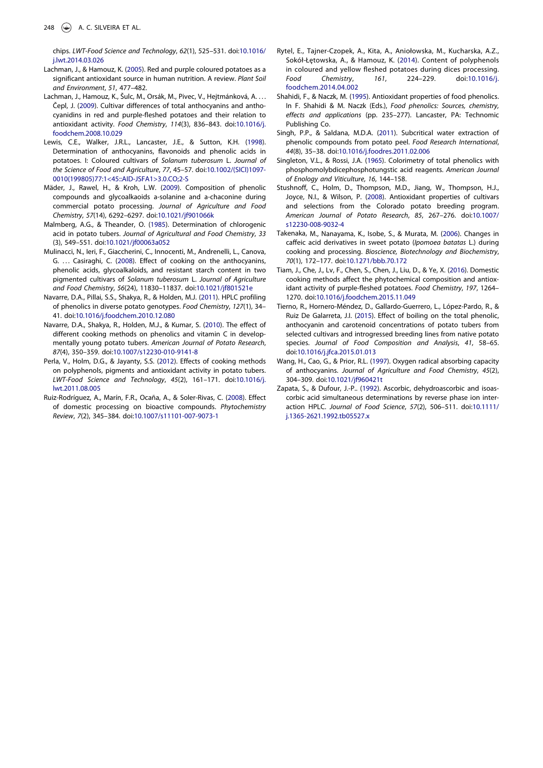chips. *LWT-Food Science and Technology*, *62*(1), 525–531. doi:10.1016/j.lwt.2014.03.026

Lachman, J., & Hamouz, K. (2005). Red and purple coloured potatoes as a significant antioxidant source in human nutrition. A review. *Plant Soil and Environment*, *51*, 477–482.

Lachman, J., Hamouz, K., Šulc, M., Orsák, M., Pivec, V., Hejtmánková, A. … Čepl, J. (2009). Cultivar differences of total anthocyanins and anthocyanidins in red and purple-fleshed potatoes and their relation to antioxidant activity. *Food Chemistry*, *114*(3), 836–843. doi:10.1016/j.foodchem.2008.10.029

Lewis, C.E., Walker, J.R.L., Lancaster, J.E., & Sutton, K.H. (1998). Determination of anthocyanins, flavonoids and phenolic acids in potatoes. I: Coloured cultivars of *Solanum tuberosum* L. *Journal of the Science of Food and Agriculture*, *77*, 45–57. doi:10.1002/(SICI)1097-0010(199805)77:1<45::AID-JSFA1>3.0.CO;2-S

Mäder, J., Rawel, H., & Kroh, L.W. (2009). Composition of phenolic compounds and glycoalkaoids a-solanine and a-chaconine during commercial potato processing. *Journal of Agriculture and Food Chemistry*, *57*(14), 6292–6297. doi:10.1021/jf901066k

Malmberg, A.G., & Theander, O. (1985). Determination of chlorogenic acid in potato tubers. *Journal of Agricultural and Food Chemistry*, *33* (3), 549–551. doi:10.1021/jf00063a052

Mulinacci, N., Ieri, F., Giaccherini, C., Innocenti, M., Andrenelli, L., Canova, G. … Casiraghi, C. (2008). Effect of cooking on the anthocyanins, phenolic acids, glycoalkaloids, and resistant starch content in two pigmented cultivars of *Solanum tuberosum* L. *Journal of Agriculture and Food Chemistry*, *56*(24), 11830–11837. doi:10.1021/jf801521e

Navarre, D.A., Pillai, S.S., Shakya, R., & Holden, M.J. (2011). HPLC profiling of phenolics in diverse potato genotypes. *Food Chemistry*, *127*(1), 34–41. doi:10.1016/j.foodchem.2010.12.080

Navarre, D.A., Shakya, R., Holden, M.J., & Kumar, S. (2010). The effect of different cooking methods on phenolics and vitamin C in developmentally young potato tubers. *American Journal of Potato Research*, *87*(4), 350–359. doi:10.1007/s12230-010-9141-8

Perla, V., Holm, D.G., & Jayanty, S.S. (2012). Effects of cooking methods on polyphenols, pigments and antioxidant activity in potato tubers. *LWT-Food Science and Technology*, *45*(2), 161–171. doi:10.1016/j.lwt.2011.08.005

Ruiz-Rodríguez, A., Marín, F.R., Ocaña, A., & Soler-Rivas, C. (2008). Effect of domestic processing on bioactive compounds. *Phytochemistry Review*, *7*(2), 345–384. doi:10.1007/s11101-007-9073-1

Rytel, E., Tajner-Czopek, A., Kita, A., Aniołowska, M., Kucharska, A.Z., Sokół-Łętowska, A., & Hamouz, K. (2014). Content of polyphenols in coloured and yellow fleshed potatoes during dices processing. *Food Chemistry*, *161*, 224–229. doi:10.1016/j.foodchem.2014.04.002

Shahidi, F., & Naczk, M. (1995). Antioxidant properties of food phenolics. In F. Shahidi & M. Naczk (Eds.), *Food phenolics: Sources, chemistry, effects and applications* (pp. 235–277). Lancaster, PA: Technomic Publishing Co.

Singh, P.P., & Saldana, M.D.A. (2011). Subcritical water extraction of phenolic compounds from potato peel. *Food Research International*, *44*(8), 35–38. doi:10.1016/j.foodres.2011.02.006

Singleton, V.L., & Rossi, J.A. (1965). Colorimetry of total phenolics with phosphomolybdicephosphotungstic acid reagents. *American Journal of Enology and Viticulture*, *16*, 144–158.

Stushnoff, C., Holm, D., Thompson, M.D., Jiang, W., Thompson, H.J., Joyce, N.I., & Wilson, P. (2008). Antioxidant properties of cultivars and selections from the Colorado potato breeding program. *American Journal of Potato Research*, *85*, 267–276. doi:10.1007/s12230-008-9032-4

Takenaka, M., Nanayama, K., Isobe, S., & Murata, M. (2006). Changes in caffeic acid derivatives in sweet potato (*Ipomoea batatas* L.) during cooking and processing. *Bioscience, Biotechnology and Biochemistry*, *70*(1), 172–177. doi:10.1271/bbb.70.172

Tiam, J., Che, J., Lv, F., Chen, S., Chen, J., Liu, D., & Ye, X. (2016). Domestic cooking methods affect the phytochemical composition and antioxidant activity of purple-fleshed potatoes. *Food Chemistry*, *197*, 1264–1270. doi:10.1016/j.foodchem.2015.11.049

Tierno, R., Hornero-Méndez, D., Gallardo-Guerrero, L., López-Pardo, R., & Ruiz De Galarreta, J.I. (2015). Effect of boiling on the total phenolic, anthocyanin and carotenoid concentrations of potato tubers from selected cultivars and introgressed breeding lines from native potato species. *Journal of Food Composition and Analysis*, *41*, 58–65. doi:10.1016/j.jfca.2015.01.013

Wang, H., Cao, G., & Prior, R.L. (1997). Oxygen radical absorbing capacity of anthocyanins. *Journal of Agriculture and Food Chemistry*, *45*(2), 304–309. doi:10.1021/jf960421t

Zapata, S., & Dufour, J.-P.. (1992). Ascorbic, dehydroascorbic and isoascorbic acid simultaneous determinations by reverse phase ion interaction HPLC. *Journal of Food Science*, *57*(2), 506–511. doi:10.1111/j.1365-2621.1992.tb05527.x